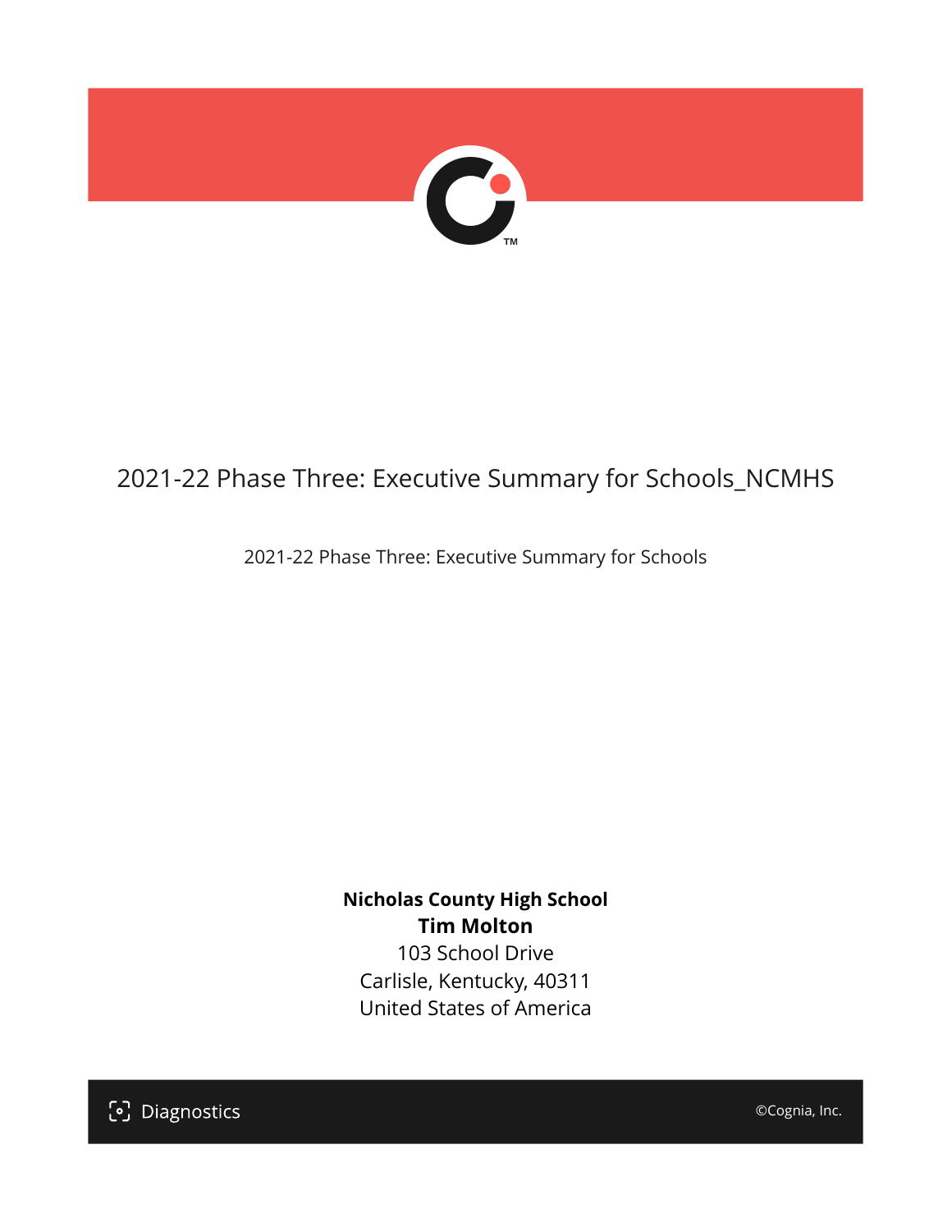# 2021-22 Phase Three: Executive Summary for Schools_NCMHS

2021-22 Phase Three: Executive Summary for Schools

**Nicholas County High School**
**Tim Molton**
103 School Drive
Carlisle, Kentucky, 40311
United States of America

Diagnostics

©Cognia, Inc.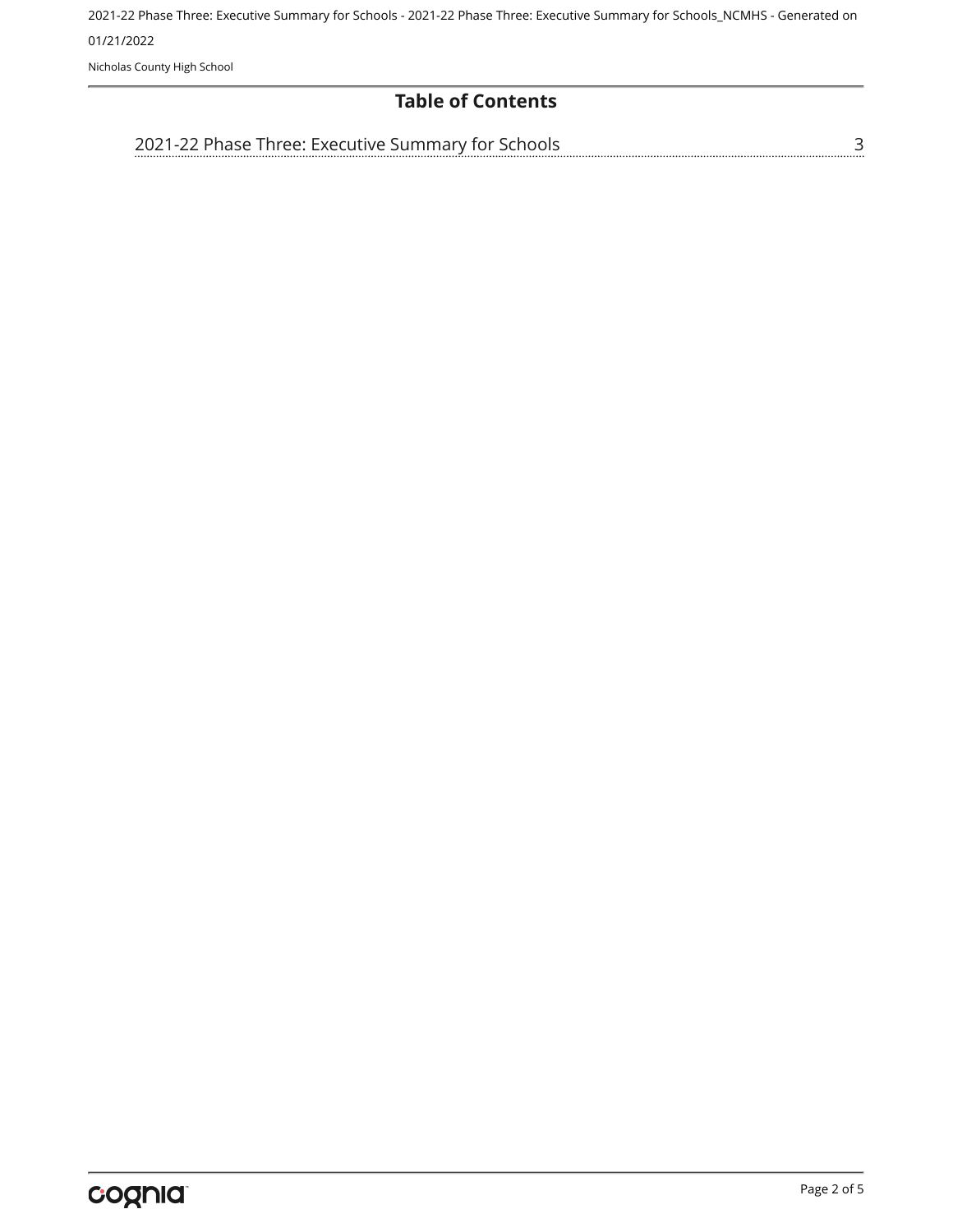# Table of Contents

2021-22 Phase Three: Executive Summary for Schools ........ 3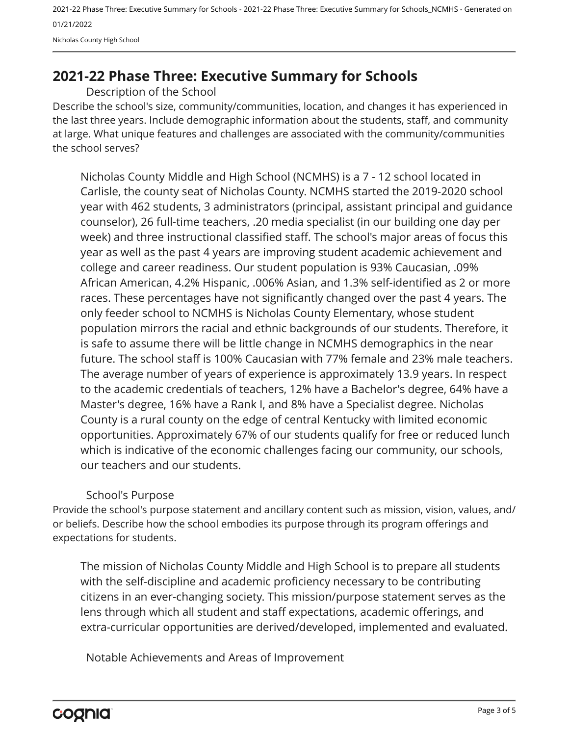## 2021-22 Phase Three: Executive Summary for Schools

### Description of the School

Describe the school's size, community/communities, location, and changes it has experienced in the last three years. Include demographic information about the students, staff, and community at large. What unique features and challenges are associated with the community/communities the school serves?

Nicholas County Middle and High School (NCMHS) is a 7 - 12 school located in Carlisle, the county seat of Nicholas County. NCMHS started the 2019-2020 school year with 462 students, 3 administrators (principal, assistant principal and guidance counselor), 26 full-time teachers, .20 media specialist (in our building one day per week) and three instructional classified staff. The school's major areas of focus this year as well as the past 4 years are improving student academic achievement and college and career readiness. Our student population is 93% Caucasian, .09% African American, 4.2% Hispanic, .006% Asian, and 1.3% self-identified as 2 or more races. These percentages have not significantly changed over the past 4 years. The only feeder school to NCMHS is Nicholas County Elementary, whose student population mirrors the racial and ethnic backgrounds of our students. Therefore, it is safe to assume there will be little change in NCMHS demographics in the near future. The school staff is 100% Caucasian with 77% female and 23% male teachers. The average number of years of experience is approximately 13.9 years. In respect to the academic credentials of teachers, 12% have a Bachelor's degree, 64% have a Master's degree, 16% have a Rank I, and 8% have a Specialist degree. Nicholas County is a rural county on the edge of central Kentucky with limited economic opportunities. Approximately 67% of our students qualify for free or reduced lunch which is indicative of the economic challenges facing our community, our schools, our teachers and our students.

### School's Purpose

Provide the school's purpose statement and ancillary content such as mission, vision, values, and/or beliefs. Describe how the school embodies its purpose through its program offerings and expectations for students.

The mission of Nicholas County Middle and High School is to prepare all students with the self-discipline and academic proficiency necessary to be contributing citizens in an ever-changing society. This mission/purpose statement serves as the lens through which all student and staff expectations, academic offerings, and extra-curricular opportunities are derived/developed, implemented and evaluated.

### Notable Achievements and Areas of Improvement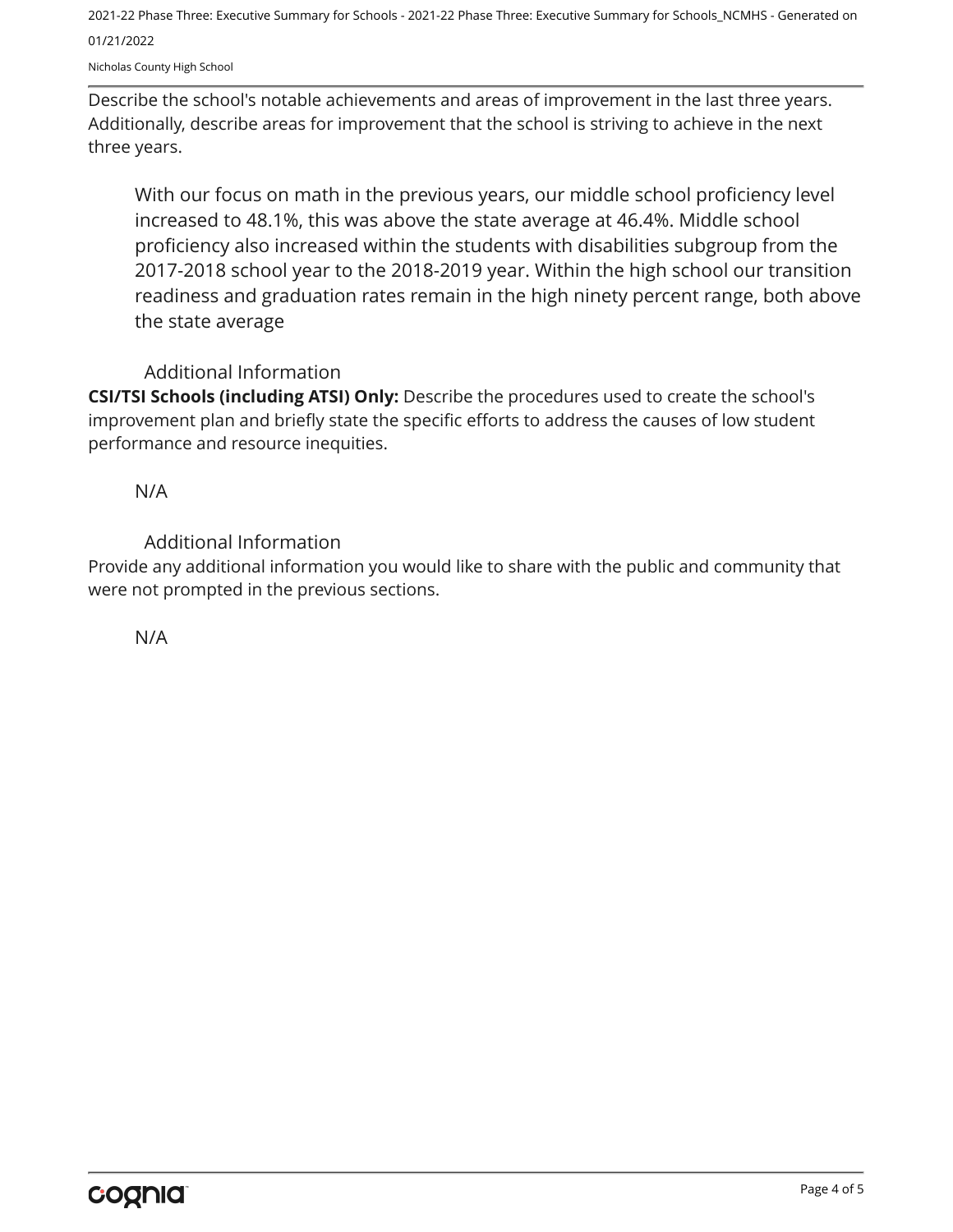Describe the school's notable achievements and areas of improvement in the last three years. Additionally, describe areas for improvement that the school is striving to achieve in the next three years.

With our focus on math in the previous years, our middle school proficiency level increased to 48.1%, this was above the state average at 46.4%. Middle school proficiency also increased within the students with disabilities subgroup from the 2017-2018 school year to the 2018-2019 year. Within the high school our transition readiness and graduation rates remain in the high ninety percent range, both above the state average

### Additional Information

**CSI/TSI Schools (including ATSI) Only:** Describe the procedures used to create the school's improvement plan and briefly state the specific efforts to address the causes of low student performance and resource inequities.

N/A

### Additional Information

Provide any additional information you would like to share with the public and community that were not prompted in the previous sections.

N/A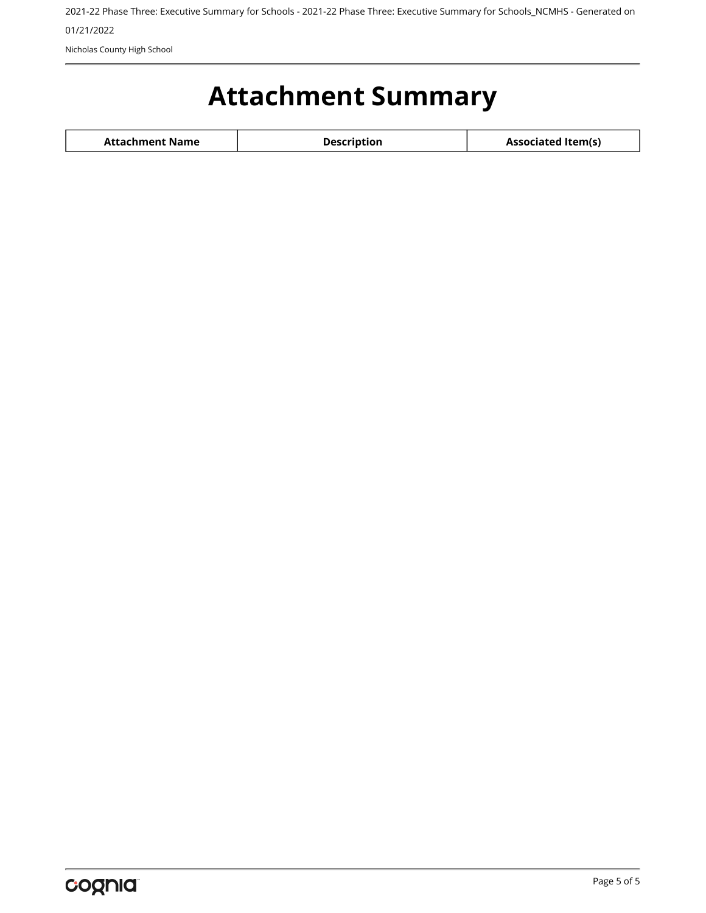# Attachment Summary

| Attachment Name | Description | Associated Item(s) |
|---|---|---|